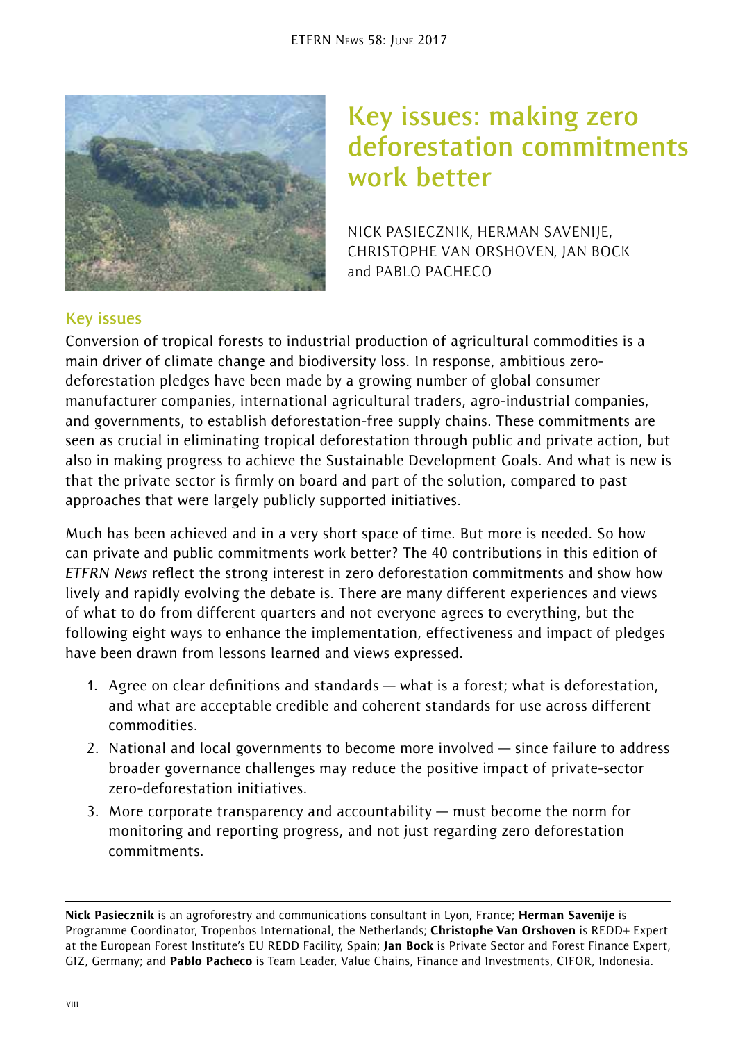# Key issues: making zero deforestation commitments work better

NICK PASIECZNIK, HERMAN SAVENIJE, CHRISTOPHE VAN ORSHOVEN, JAN BOCK and PABLO PACHECO

## Key issues

Conversion of tropical forests to industrial production of agricultural commodities is a main driver of climate change and biodiversity loss. In response, ambitious zero-deforestation pledges have been made by a growing number of global consumer manufacturer companies, international agricultural traders, agro-industrial companies, and governments, to establish deforestation-free supply chains. These commitments are seen as crucial in eliminating tropical deforestation through public and private action, but also in making progress to achieve the Sustainable Development Goals. And what is new is that the private sector is firmly on board and part of the solution, compared to past approaches that were largely publicly supported initiatives.

Much has been achieved and in a very short space of time. But more is needed. So how can private and public commitments work better? The 40 contributions in this edition of *ETFRN News* reflect the strong interest in zero deforestation commitments and show how lively and rapidly evolving the debate is. There are many different experiences and views of what to do from different quarters and not everyone agrees to everything, but the following eight ways to enhance the implementation, effectiveness and impact of pledges have been drawn from lessons learned and views expressed.

1. Agree on clear definitions and standards — what is a forest; what is deforestation, and what are acceptable credible and coherent standards for use across different commodities.
2. National and local governments to become more involved — since failure to address broader governance challenges may reduce the positive impact of private-sector zero-deforestation initiatives.
3. More corporate transparency and accountability — must become the norm for monitoring and reporting progress, and not just regarding zero deforestation commitments.

---

**Nick Pasiecznik** is an agroforestry and communications consultant in Lyon, France; **Herman Savenije** is Programme Coordinator, Tropenbos International, the Netherlands; **Christophe Van Orshoven** is REDD+ Expert at the European Forest Institute's EU REDD Facility, Spain; **Jan Bock** is Private Sector and Forest Finance Expert, GIZ, Germany; and **Pablo Pacheco** is Team Leader, Value Chains, Finance and Investments, CIFOR, Indonesia.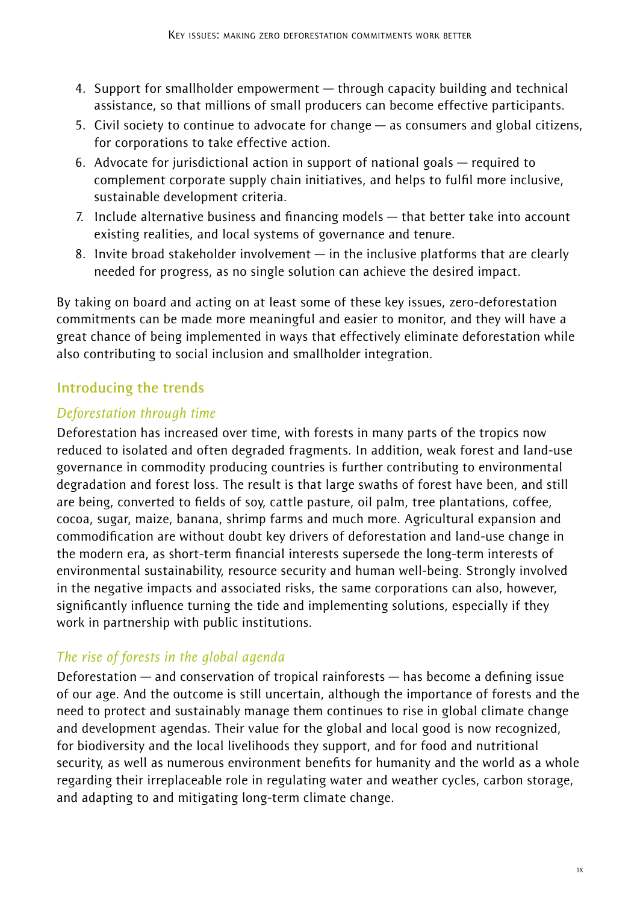4. Support for smallholder empowerment — through capacity building and technical assistance, so that millions of small producers can become effective participants.
5. Civil society to continue to advocate for change — as consumers and global citizens, for corporations to take effective action.
6. Advocate for jurisdictional action in support of national goals — required to complement corporate supply chain initiatives, and helps to fulfil more inclusive, sustainable development criteria.
7. Include alternative business and financing models — that better take into account existing realities, and local systems of governance and tenure.
8. Invite broad stakeholder involvement — in the inclusive platforms that are clearly needed for progress, as no single solution can achieve the desired impact.

By taking on board and acting on at least some of these key issues, zero-deforestation commitments can be made more meaningful and easier to monitor, and they will have a great chance of being implemented in ways that effectively eliminate deforestation while also contributing to social inclusion and smallholder integration.

## Introducing the trends

### *Deforestation through time*

Deforestation has increased over time, with forests in many parts of the tropics now reduced to isolated and often degraded fragments. In addition, weak forest and land-use governance in commodity producing countries is further contributing to environmental degradation and forest loss. The result is that large swaths of forest have been, and still are being, converted to fields of soy, cattle pasture, oil palm, tree plantations, coffee, cocoa, sugar, maize, banana, shrimp farms and much more. Agricultural expansion and commodification are without doubt key drivers of deforestation and land-use change in the modern era, as short-term financial interests supersede the long-term interests of environmental sustainability, resource security and human well-being. Strongly involved in the negative impacts and associated risks, the same corporations can also, however, significantly influence turning the tide and implementing solutions, especially if they work in partnership with public institutions.

### *The rise of forests in the global agenda*

Deforestation — and conservation of tropical rainforests — has become a defining issue of our age. And the outcome is still uncertain, although the importance of forests and the need to protect and sustainably manage them continues to rise in global climate change and development agendas. Their value for the global and local good is now recognized, for biodiversity and the local livelihoods they support, and for food and nutritional security, as well as numerous environment benefits for humanity and the world as a whole regarding their irreplaceable role in regulating water and weather cycles, carbon storage, and adapting to and mitigating long-term climate change.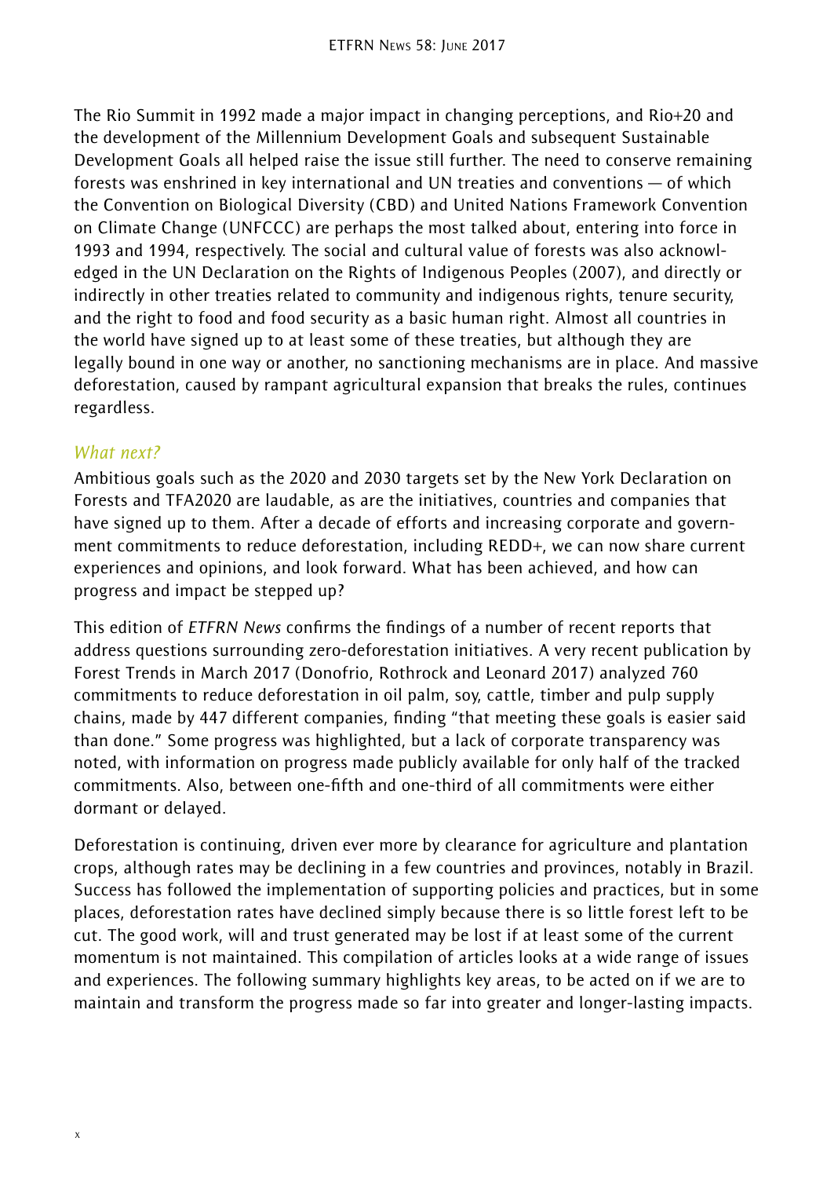The Rio Summit in 1992 made a major impact in changing perceptions, and Rio+20 and the development of the Millennium Development Goals and subsequent Sustainable Development Goals all helped raise the issue still further. The need to conserve remaining forests was enshrined in key international and UN treaties and conventions — of which the Convention on Biological Diversity (CBD) and United Nations Framework Convention on Climate Change (UNFCCC) are perhaps the most talked about, entering into force in 1993 and 1994, respectively. The social and cultural value of forests was also acknowledged in the UN Declaration on the Rights of Indigenous Peoples (2007), and directly or indirectly in other treaties related to community and indigenous rights, tenure security, and the right to food and food security as a basic human right. Almost all countries in the world have signed up to at least some of these treaties, but although they are legally bound in one way or another, no sanctioning mechanisms are in place. And massive deforestation, caused by rampant agricultural expansion that breaks the rules, continues regardless.

### *What next?*

Ambitious goals such as the 2020 and 2030 targets set by the New York Declaration on Forests and TFA2020 are laudable, as are the initiatives, countries and companies that have signed up to them. After a decade of efforts and increasing corporate and government commitments to reduce deforestation, including REDD+, we can now share current experiences and opinions, and look forward. What has been achieved, and how can progress and impact be stepped up?

This edition of *ETFRN News* confirms the findings of a number of recent reports that address questions surrounding zero-deforestation initiatives. A very recent publication by Forest Trends in March 2017 (Donofrio, Rothrock and Leonard 2017) analyzed 760 commitments to reduce deforestation in oil palm, soy, cattle, timber and pulp supply chains, made by 447 different companies, finding "that meeting these goals is easier said than done." Some progress was highlighted, but a lack of corporate transparency was noted, with information on progress made publicly available for only half of the tracked commitments. Also, between one-fifth and one-third of all commitments were either dormant or delayed.

Deforestation is continuing, driven ever more by clearance for agriculture and plantation crops, although rates may be declining in a few countries and provinces, notably in Brazil. Success has followed the implementation of supporting policies and practices, but in some places, deforestation rates have declined simply because there is so little forest left to be cut. The good work, will and trust generated may be lost if at least some of the current momentum is not maintained. This compilation of articles looks at a wide range of issues and experiences. The following summary highlights key areas, to be acted on if we are to maintain and transform the progress made so far into greater and longer-lasting impacts.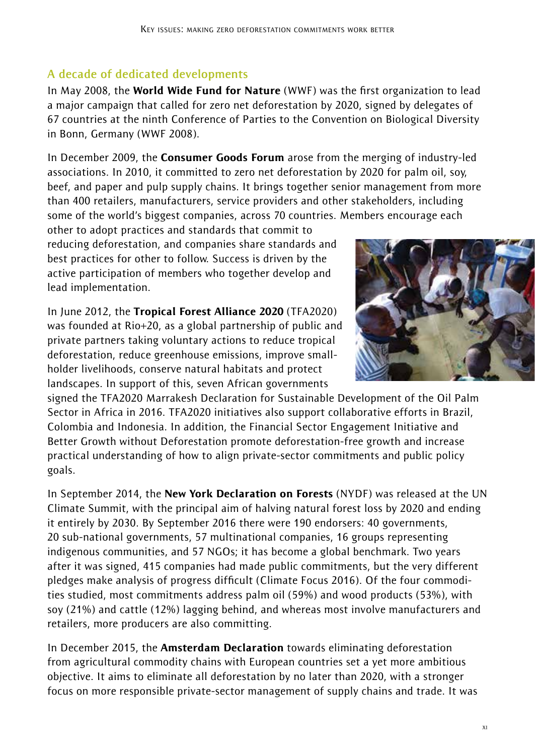## A decade of dedicated developments

In May 2008, the **World Wide Fund for Nature** (WWF) was the first organization to lead a major campaign that called for zero net deforestation by 2020, signed by delegates of 67 countries at the ninth Conference of Parties to the Convention on Biological Diversity in Bonn, Germany (WWF 2008).

In December 2009, the **Consumer Goods Forum** arose from the merging of industry-led associations. In 2010, it committed to zero net deforestation by 2020 for palm oil, soy, beef, and paper and pulp supply chains. It brings together senior management from more than 400 retailers, manufacturers, service providers and other stakeholders, including some of the world's biggest companies, across 70 countries. Members encourage each other to adopt practices and standards that commit to reducing deforestation, and companies share standards and best practices for other to follow. Success is driven by the active participation of members who together develop and lead implementation.

In June 2012, the **Tropical Forest Alliance 2020** (TFA2020) was founded at Rio+20, as a global partnership of public and private partners taking voluntary actions to reduce tropical deforestation, reduce greenhouse emissions, improve smallholder livelihoods, conserve natural habitats and protect landscapes. In support of this, seven African governments signed the TFA2020 Marrakesh Declaration for Sustainable Development of the Oil Palm Sector in Africa in 2016. TFA2020 initiatives also support collaborative efforts in Brazil, Colombia and Indonesia. In addition, the Financial Sector Engagement Initiative and Better Growth without Deforestation promote deforestation-free growth and increase practical understanding of how to align private-sector commitments and public policy goals.

In September 2014, the **New York Declaration on Forests** (NYDF) was released at the UN Climate Summit, with the principal aim of halving natural forest loss by 2020 and ending it entirely by 2030. By September 2016 there were 190 endorsers: 40 governments, 20 sub-national governments, 57 multinational companies, 16 groups representing indigenous communities, and 57 NGOs; it has become a global benchmark. Two years after it was signed, 415 companies had made public commitments, but the very different pledges make analysis of progress difficult (Climate Focus 2016). Of the four commodities studied, most commitments address palm oil (59%) and wood products (53%), with soy (21%) and cattle (12%) lagging behind, and whereas most involve manufacturers and retailers, more producers are also committing.

In December 2015, the **Amsterdam Declaration** towards eliminating deforestation from agricultural commodity chains with European countries set a yet more ambitious objective. It aims to eliminate all deforestation by no later than 2020, with a stronger focus on more responsible private-sector management of supply chains and trade. It was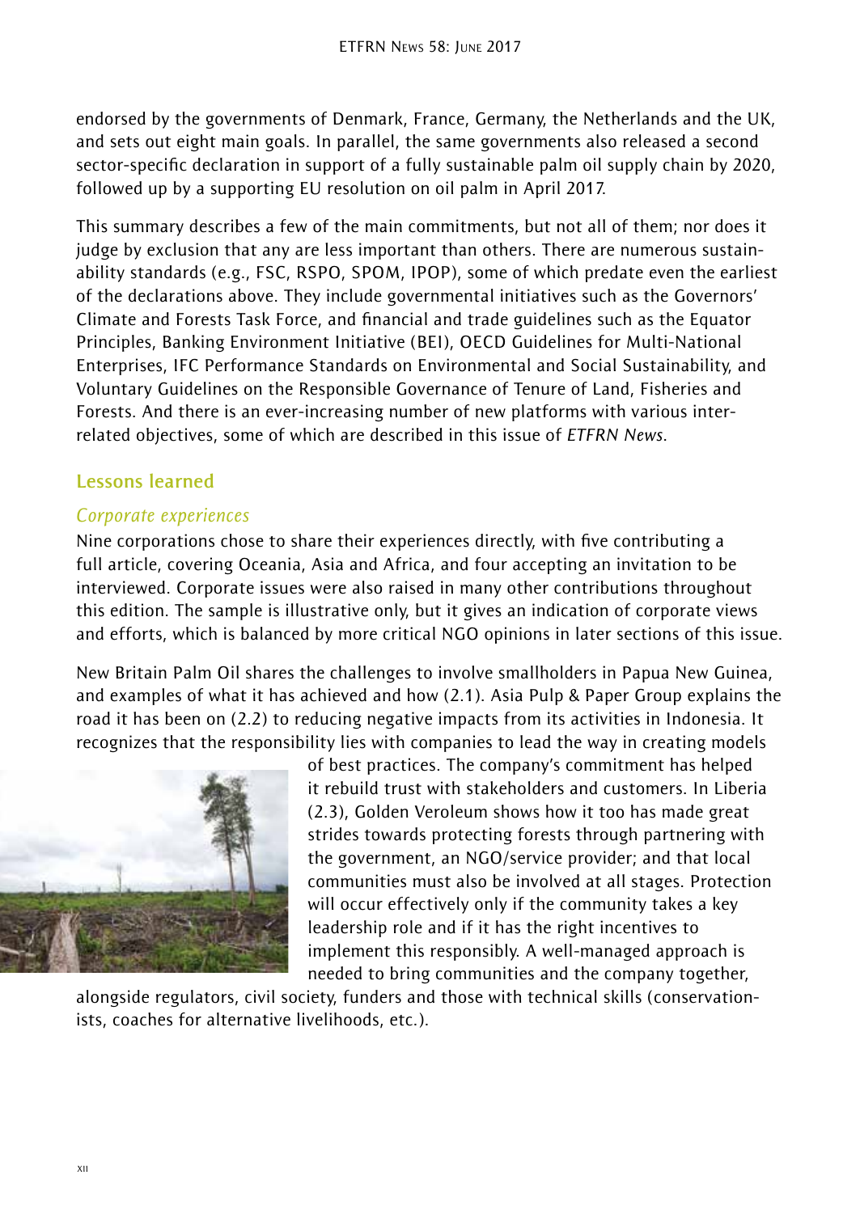endorsed by the governments of Denmark, France, Germany, the Netherlands and the UK, and sets out eight main goals. In parallel, the same governments also released a second sector-specific declaration in support of a fully sustainable palm oil supply chain by 2020, followed up by a supporting EU resolution on oil palm in April 2017.

This summary describes a few of the main commitments, but not all of them; nor does it judge by exclusion that any are less important than others. There are numerous sustainability standards (e.g., FSC, RSPO, SPOM, IPOP), some of which predate even the earliest of the declarations above. They include governmental initiatives such as the Governors' Climate and Forests Task Force, and financial and trade guidelines such as the Equator Principles, Banking Environment Initiative (BEI), OECD Guidelines for Multi-National Enterprises, IFC Performance Standards on Environmental and Social Sustainability, and Voluntary Guidelines on the Responsible Governance of Tenure of Land, Fisheries and Forests. And there is an ever-increasing number of new platforms with various interrelated objectives, some of which are described in this issue of *ETFRN News*.

## Lessons learned

### *Corporate experiences*

Nine corporations chose to share their experiences directly, with five contributing a full article, covering Oceania, Asia and Africa, and four accepting an invitation to be interviewed. Corporate issues were also raised in many other contributions throughout this edition. The sample is illustrative only, but it gives an indication of corporate views and efforts, which is balanced by more critical NGO opinions in later sections of this issue.

New Britain Palm Oil shares the challenges to involve smallholders in Papua New Guinea, and examples of what it has achieved and how (2.1). Asia Pulp & Paper Group explains the road it has been on (2.2) to reducing negative impacts from its activities in Indonesia. It recognizes that the responsibility lies with companies to lead the way in creating models of best practices. The company's commitment has helped it rebuild trust with stakeholders and customers. In Liberia (2.3), Golden Veroleum shows how it too has made great strides towards protecting forests through partnering with the government, an NGO/service provider; and that local communities must also be involved at all stages. Protection will occur effectively only if the community takes a key leadership role and if it has the right incentives to implement this responsibly. A well-managed approach is needed to bring communities and the company together, alongside regulators, civil society, funders and those with technical skills (conservationists, coaches for alternative livelihoods, etc.).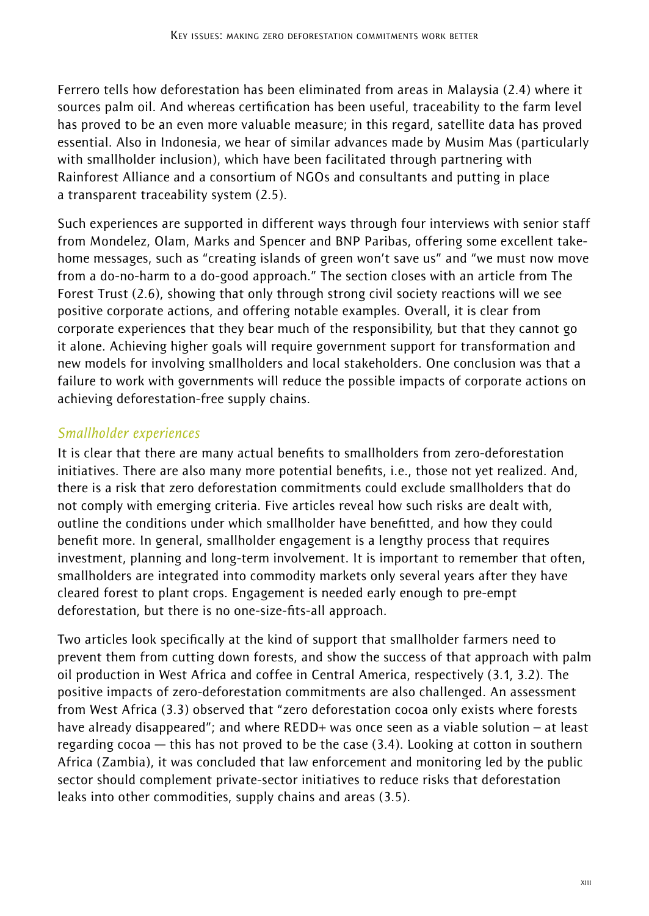Ferrero tells how deforestation has been eliminated from areas in Malaysia (2.4) where it sources palm oil. And whereas certification has been useful, traceability to the farm level has proved to be an even more valuable measure; in this regard, satellite data has proved essential. Also in Indonesia, we hear of similar advances made by Musim Mas (particularly with smallholder inclusion), which have been facilitated through partnering with Rainforest Alliance and a consortium of NGOs and consultants and putting in place a transparent traceability system (2.5).

Such experiences are supported in different ways through four interviews with senior staff from Mondelez, Olam, Marks and Spencer and BNP Paribas, offering some excellent take-home messages, such as "creating islands of green won't save us" and "we must now move from a do-no-harm to a do-good approach." The section closes with an article from The Forest Trust (2.6), showing that only through strong civil society reactions will we see positive corporate actions, and offering notable examples. Overall, it is clear from corporate experiences that they bear much of the responsibility, but that they cannot go it alone. Achieving higher goals will require government support for transformation and new models for involving smallholders and local stakeholders. One conclusion was that a failure to work with governments will reduce the possible impacts of corporate actions on achieving deforestation-free supply chains.

### *Smallholder experiences*

It is clear that there are many actual benefits to smallholders from zero-deforestation initiatives. There are also many more potential benefits, i.e., those not yet realized. And, there is a risk that zero deforestation commitments could exclude smallholders that do not comply with emerging criteria. Five articles reveal how such risks are dealt with, outline the conditions under which smallholder have benefitted, and how they could benefit more. In general, smallholder engagement is a lengthy process that requires investment, planning and long-term involvement. It is important to remember that often, smallholders are integrated into commodity markets only several years after they have cleared forest to plant crops. Engagement is needed early enough to pre-empt deforestation, but there is no one-size-fits-all approach.

Two articles look specifically at the kind of support that smallholder farmers need to prevent them from cutting down forests, and show the success of that approach with palm oil production in West Africa and coffee in Central America, respectively (3.1, 3.2). The positive impacts of zero-deforestation commitments are also challenged. An assessment from West Africa (3.3) observed that "zero deforestation cocoa only exists where forests have already disappeared"; and where REDD+ was once seen as a viable solution – at least regarding cocoa — this has not proved to be the case (3.4). Looking at cotton in southern Africa (Zambia), it was concluded that law enforcement and monitoring led by the public sector should complement private-sector initiatives to reduce risks that deforestation leaks into other commodities, supply chains and areas (3.5).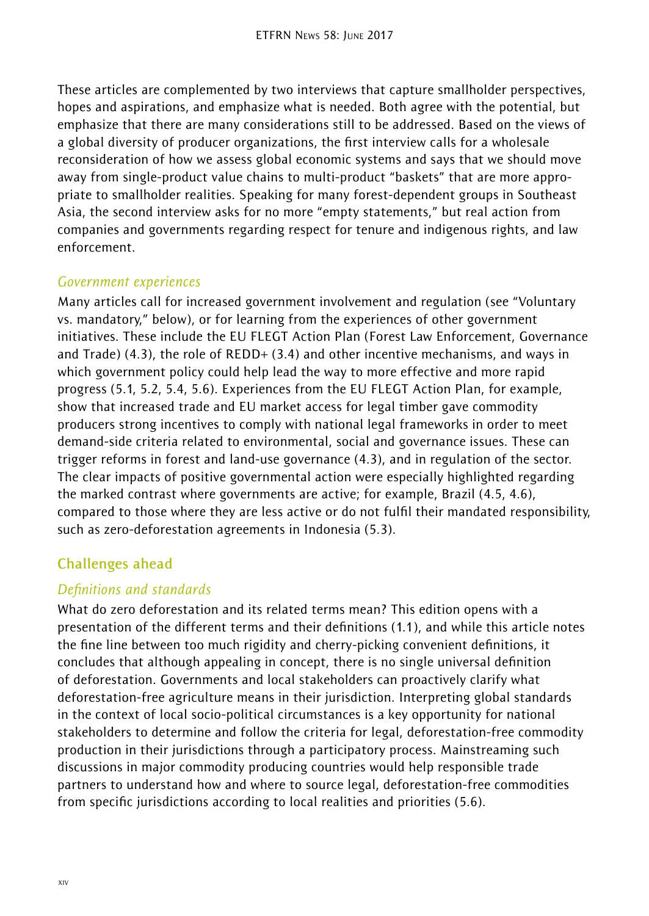These articles are complemented by two interviews that capture smallholder perspectives, hopes and aspirations, and emphasize what is needed. Both agree with the potential, but emphasize that there are many considerations still to be addressed. Based on the views of a global diversity of producer organizations, the first interview calls for a wholesale reconsideration of how we assess global economic systems and says that we should move away from single-product value chains to multi-product "baskets" that are more appropriate to smallholder realities. Speaking for many forest-dependent groups in Southeast Asia, the second interview asks for no more "empty statements," but real action from companies and governments regarding respect for tenure and indigenous rights, and law enforcement.

### *Government experiences*

Many articles call for increased government involvement and regulation (see "Voluntary vs. mandatory," below), or for learning from the experiences of other government initiatives. These include the EU FLEGT Action Plan (Forest Law Enforcement, Governance and Trade) (4.3), the role of REDD+ (3.4) and other incentive mechanisms, and ways in which government policy could help lead the way to more effective and more rapid progress (5.1, 5.2, 5.4, 5.6). Experiences from the EU FLEGT Action Plan, for example, show that increased trade and EU market access for legal timber gave commodity producers strong incentives to comply with national legal frameworks in order to meet demand-side criteria related to environmental, social and governance issues. These can trigger reforms in forest and land-use governance (4.3), and in regulation of the sector. The clear impacts of positive governmental action were especially highlighted regarding the marked contrast where governments are active; for example, Brazil (4.5, 4.6), compared to those where they are less active or do not fulfil their mandated responsibility, such as zero-deforestation agreements in Indonesia (5.3).

## Challenges ahead

### *Definitions and standards*

What do zero deforestation and its related terms mean? This edition opens with a presentation of the different terms and their definitions (1.1), and while this article notes the fine line between too much rigidity and cherry-picking convenient definitions, it concludes that although appealing in concept, there is no single universal definition of deforestation. Governments and local stakeholders can proactively clarify what deforestation-free agriculture means in their jurisdiction. Interpreting global standards in the context of local socio-political circumstances is a key opportunity for national stakeholders to determine and follow the criteria for legal, deforestation-free commodity production in their jurisdictions through a participatory process. Mainstreaming such discussions in major commodity producing countries would help responsible trade partners to understand how and where to source legal, deforestation-free commodities from specific jurisdictions according to local realities and priorities (5.6).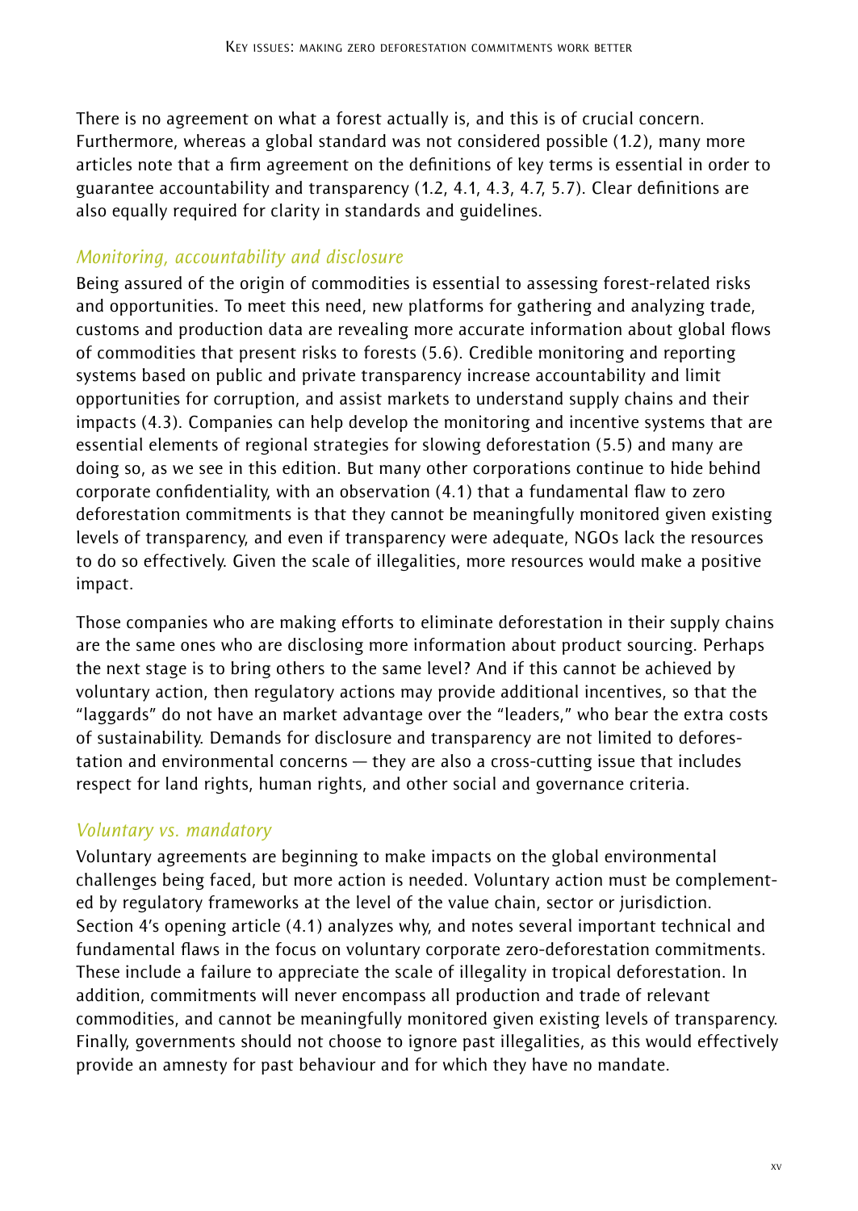There is no agreement on what a forest actually is, and this is of crucial concern. Furthermore, whereas a global standard was not considered possible (1.2), many more articles note that a firm agreement on the definitions of key terms is essential in order to guarantee accountability and transparency (1.2, 4.1, 4.3, 4.7, 5.7). Clear definitions are also equally required for clarity in standards and guidelines.

### *Monitoring, accountability and disclosure*

Being assured of the origin of commodities is essential to assessing forest-related risks and opportunities. To meet this need, new platforms for gathering and analyzing trade, customs and production data are revealing more accurate information about global flows of commodities that present risks to forests (5.6). Credible monitoring and reporting systems based on public and private transparency increase accountability and limit opportunities for corruption, and assist markets to understand supply chains and their impacts (4.3). Companies can help develop the monitoring and incentive systems that are essential elements of regional strategies for slowing deforestation (5.5) and many are doing so, as we see in this edition. But many other corporations continue to hide behind corporate confidentiality, with an observation (4.1) that a fundamental flaw to zero deforestation commitments is that they cannot be meaningfully monitored given existing levels of transparency, and even if transparency were adequate, NGOs lack the resources to do so effectively. Given the scale of illegalities, more resources would make a positive impact.

Those companies who are making efforts to eliminate deforestation in their supply chains are the same ones who are disclosing more information about product sourcing. Perhaps the next stage is to bring others to the same level? And if this cannot be achieved by voluntary action, then regulatory actions may provide additional incentives, so that the "laggards" do not have an market advantage over the "leaders," who bear the extra costs of sustainability. Demands for disclosure and transparency are not limited to deforestation and environmental concerns — they are also a cross-cutting issue that includes respect for land rights, human rights, and other social and governance criteria.

### *Voluntary vs. mandatory*

Voluntary agreements are beginning to make impacts on the global environmental challenges being faced, but more action is needed. Voluntary action must be complemented by regulatory frameworks at the level of the value chain, sector or jurisdiction. Section 4's opening article (4.1) analyzes why, and notes several important technical and fundamental flaws in the focus on voluntary corporate zero-deforestation commitments. These include a failure to appreciate the scale of illegality in tropical deforestation. In addition, commitments will never encompass all production and trade of relevant commodities, and cannot be meaningfully monitored given existing levels of transparency. Finally, governments should not choose to ignore past illegalities, as this would effectively provide an amnesty for past behaviour and for which they have no mandate.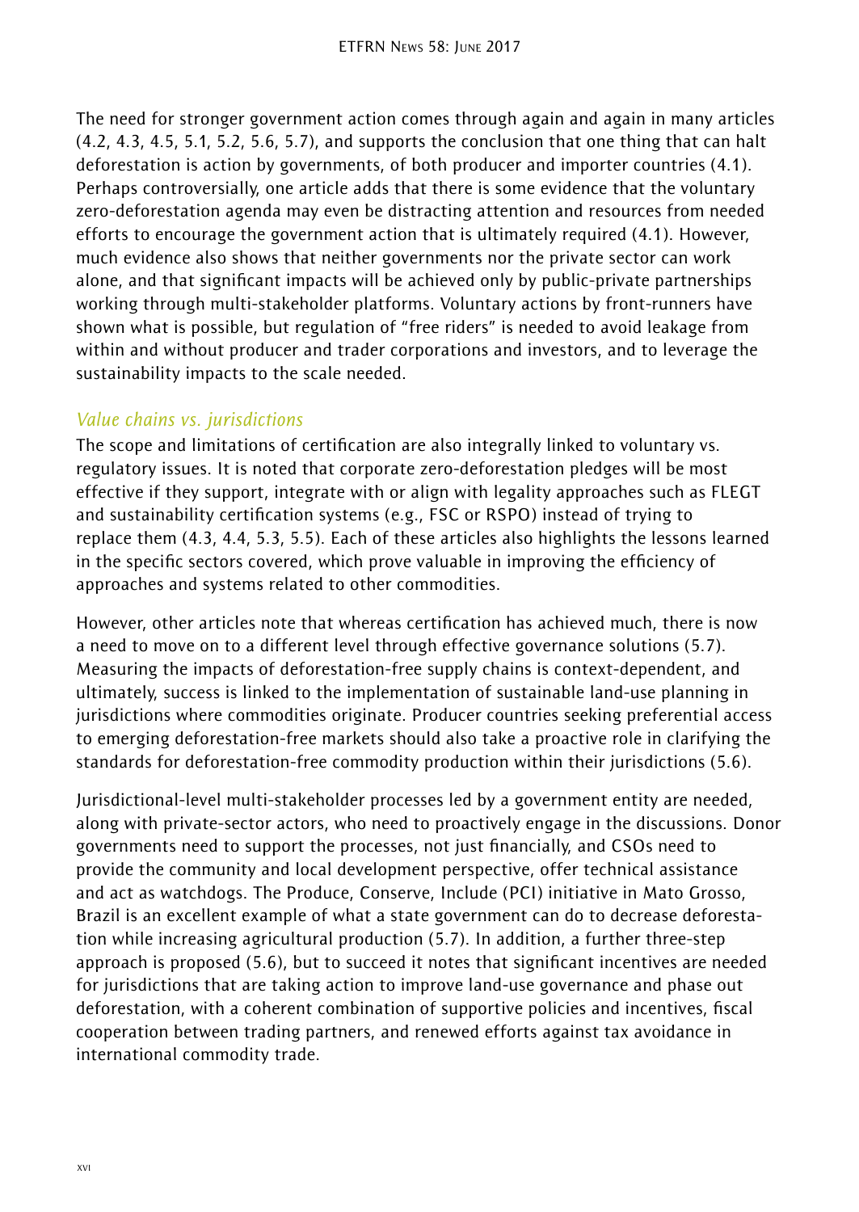The need for stronger government action comes through again and again in many articles (4.2, 4.3, 4.5, 5.1, 5.2, 5.6, 5.7), and supports the conclusion that one thing that can halt deforestation is action by governments, of both producer and importer countries (4.1). Perhaps controversially, one article adds that there is some evidence that the voluntary zero-deforestation agenda may even be distracting attention and resources from needed efforts to encourage the government action that is ultimately required (4.1). However, much evidence also shows that neither governments nor the private sector can work alone, and that significant impacts will be achieved only by public-private partnerships working through multi-stakeholder platforms. Voluntary actions by front-runners have shown what is possible, but regulation of "free riders" is needed to avoid leakage from within and without producer and trader corporations and investors, and to leverage the sustainability impacts to the scale needed.

### *Value chains vs. jurisdictions*

The scope and limitations of certification are also integrally linked to voluntary vs. regulatory issues. It is noted that corporate zero-deforestation pledges will be most effective if they support, integrate with or align with legality approaches such as FLEGT and sustainability certification systems (e.g., FSC or RSPO) instead of trying to replace them (4.3, 4.4, 5.3, 5.5). Each of these articles also highlights the lessons learned in the specific sectors covered, which prove valuable in improving the efficiency of approaches and systems related to other commodities.

However, other articles note that whereas certification has achieved much, there is now a need to move on to a different level through effective governance solutions (5.7). Measuring the impacts of deforestation-free supply chains is context-dependent, and ultimately, success is linked to the implementation of sustainable land-use planning in jurisdictions where commodities originate. Producer countries seeking preferential access to emerging deforestation-free markets should also take a proactive role in clarifying the standards for deforestation-free commodity production within their jurisdictions (5.6).

Jurisdictional-level multi-stakeholder processes led by a government entity are needed, along with private-sector actors, who need to proactively engage in the discussions. Donor governments need to support the processes, not just financially, and CSOs need to provide the community and local development perspective, offer technical assistance and act as watchdogs. The Produce, Conserve, Include (PCI) initiative in Mato Grosso, Brazil is an excellent example of what a state government can do to decrease deforestation while increasing agricultural production (5.7). In addition, a further three-step approach is proposed (5.6), but to succeed it notes that significant incentives are needed for jurisdictions that are taking action to improve land-use governance and phase out deforestation, with a coherent combination of supportive policies and incentives, fiscal cooperation between trading partners, and renewed efforts against tax avoidance in international commodity trade.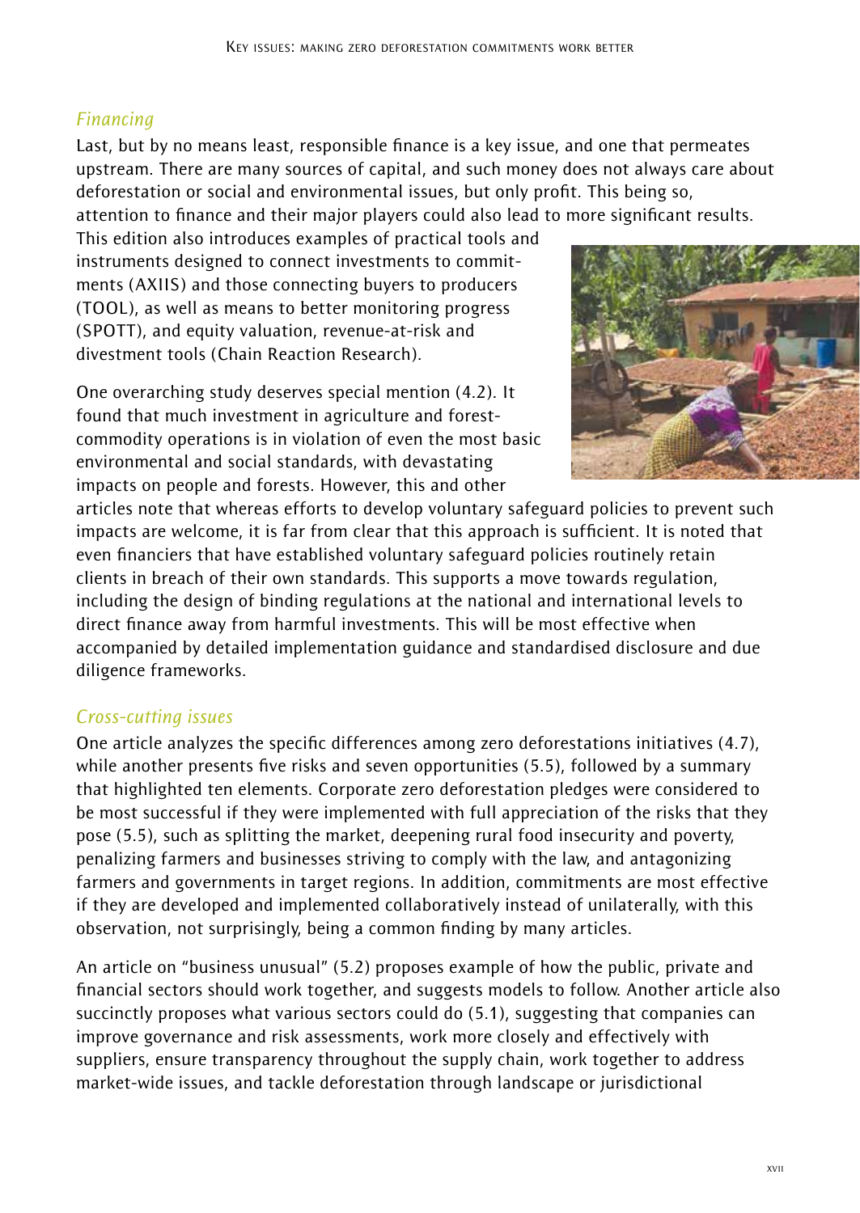### *Financing*

Last, but by no means least, responsible finance is a key issue, and one that permeates upstream. There are many sources of capital, and such money does not always care about deforestation or social and environmental issues, but only profit. This being so, attention to finance and their major players could also lead to more significant results. This edition also introduces examples of practical tools and instruments designed to connect investments to commitments (AXIIS) and those connecting buyers to producers (TOOL), as well as means to better monitoring progress (SPOTT), and equity valuation, revenue-at-risk and divestment tools (Chain Reaction Research).

One overarching study deserves special mention (4.2). It found that much investment in agriculture and forest-commodity operations is in violation of even the most basic environmental and social standards, with devastating impacts on people and forests. However, this and other articles note that whereas efforts to develop voluntary safeguard policies to prevent such impacts are welcome, it is far from clear that this approach is sufficient. It is noted that even financiers that have established voluntary safeguard policies routinely retain clients in breach of their own standards. This supports a move towards regulation, including the design of binding regulations at the national and international levels to direct finance away from harmful investments. This will be most effective when accompanied by detailed implementation guidance and standardised disclosure and due diligence frameworks.

### *Cross-cutting issues*

One article analyzes the specific differences among zero deforestations initiatives (4.7), while another presents five risks and seven opportunities (5.5), followed by a summary that highlighted ten elements. Corporate zero deforestation pledges were considered to be most successful if they were implemented with full appreciation of the risks that they pose (5.5), such as splitting the market, deepening rural food insecurity and poverty, penalizing farmers and businesses striving to comply with the law, and antagonizing farmers and governments in target regions. In addition, commitments are most effective if they are developed and implemented collaboratively instead of unilaterally, with this observation, not surprisingly, being a common finding by many articles.

An article on "business unusual" (5.2) proposes example of how the public, private and financial sectors should work together, and suggests models to follow. Another article also succinctly proposes what various sectors could do (5.1), suggesting that companies can improve governance and risk assessments, work more closely and effectively with suppliers, ensure transparency throughout the supply chain, work together to address market-wide issues, and tackle deforestation through landscape or jurisdictional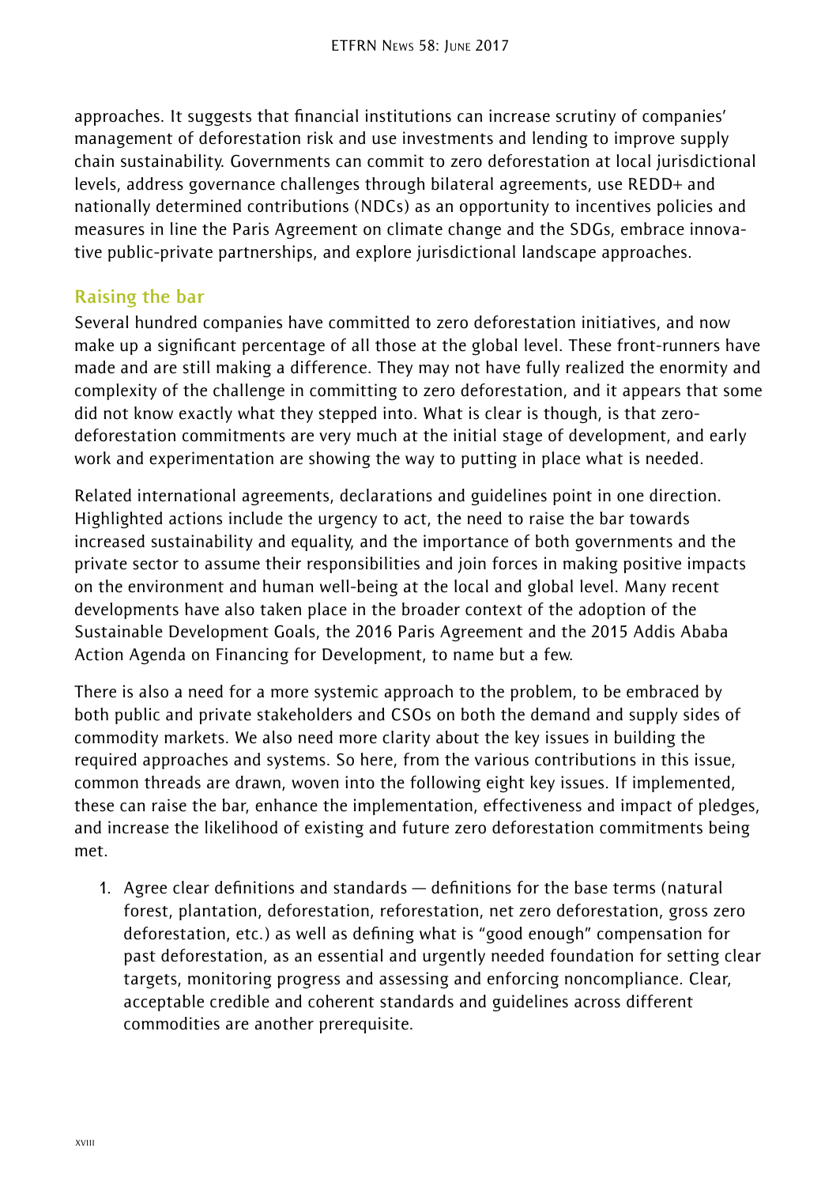approaches. It suggests that financial institutions can increase scrutiny of companies' management of deforestation risk and use investments and lending to improve supply chain sustainability. Governments can commit to zero deforestation at local jurisdictional levels, address governance challenges through bilateral agreements, use REDD+ and nationally determined contributions (NDCs) as an opportunity to incentives policies and measures in line the Paris Agreement on climate change and the SDGs, embrace innovative public-private partnerships, and explore jurisdictional landscape approaches.

## Raising the bar

Several hundred companies have committed to zero deforestation initiatives, and now make up a significant percentage of all those at the global level. These front-runners have made and are still making a difference. They may not have fully realized the enormity and complexity of the challenge in committing to zero deforestation, and it appears that some did not know exactly what they stepped into. What is clear is though, is that zero-deforestation commitments are very much at the initial stage of development, and early work and experimentation are showing the way to putting in place what is needed.

Related international agreements, declarations and guidelines point in one direction. Highlighted actions include the urgency to act, the need to raise the bar towards increased sustainability and equality, and the importance of both governments and the private sector to assume their responsibilities and join forces in making positive impacts on the environment and human well-being at the local and global level. Many recent developments have also taken place in the broader context of the adoption of the Sustainable Development Goals, the 2016 Paris Agreement and the 2015 Addis Ababa Action Agenda on Financing for Development, to name but a few.

There is also a need for a more systemic approach to the problem, to be embraced by both public and private stakeholders and CSOs on both the demand and supply sides of commodity markets. We also need more clarity about the key issues in building the required approaches and systems. So here, from the various contributions in this issue, common threads are drawn, woven into the following eight key issues. If implemented, these can raise the bar, enhance the implementation, effectiveness and impact of pledges, and increase the likelihood of existing and future zero deforestation commitments being met.

1. Agree clear definitions and standards — definitions for the base terms (natural forest, plantation, deforestation, reforestation, net zero deforestation, gross zero deforestation, etc.) as well as defining what is "good enough" compensation for past deforestation, as an essential and urgently needed foundation for setting clear targets, monitoring progress and assessing and enforcing noncompliance. Clear, acceptable credible and coherent standards and guidelines across different commodities are another prerequisite.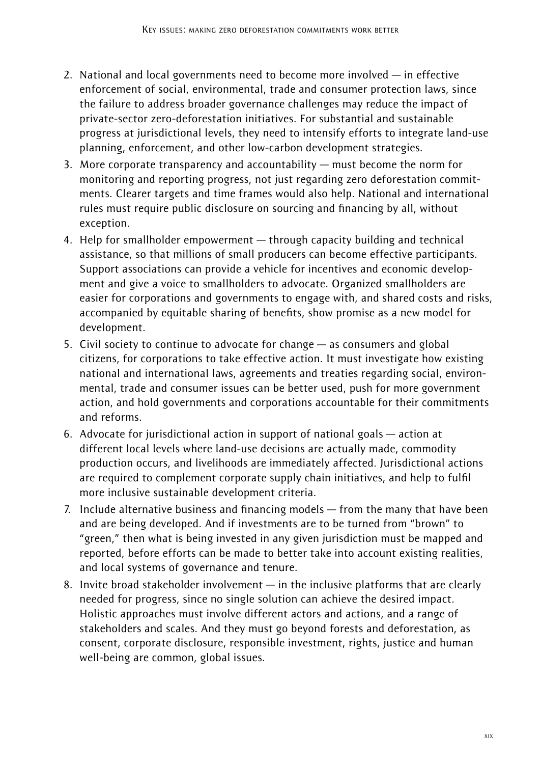2. National and local governments need to become more involved — in effective enforcement of social, environmental, trade and consumer protection laws, since the failure to address broader governance challenges may reduce the impact of private-sector zero-deforestation initiatives. For substantial and sustainable progress at jurisdictional levels, they need to intensify efforts to integrate land-use planning, enforcement, and other low-carbon development strategies.
3. More corporate transparency and accountability — must become the norm for monitoring and reporting progress, not just regarding zero deforestation commitments. Clearer targets and time frames would also help. National and international rules must require public disclosure on sourcing and financing by all, without exception.
4. Help for smallholder empowerment — through capacity building and technical assistance, so that millions of small producers can become effective participants. Support associations can provide a vehicle for incentives and economic development and give a voice to smallholders to advocate. Organized smallholders are easier for corporations and governments to engage with, and shared costs and risks, accompanied by equitable sharing of benefits, show promise as a new model for development.
5. Civil society to continue to advocate for change — as consumers and global citizens, for corporations to take effective action. It must investigate how existing national and international laws, agreements and treaties regarding social, environmental, trade and consumer issues can be better used, push for more government action, and hold governments and corporations accountable for their commitments and reforms.
6. Advocate for jurisdictional action in support of national goals — action at different local levels where land-use decisions are actually made, commodity production occurs, and livelihoods are immediately affected. Jurisdictional actions are required to complement corporate supply chain initiatives, and help to fulfil more inclusive sustainable development criteria.
7. Include alternative business and financing models — from the many that have been and are being developed. And if investments are to be turned from "brown" to "green," then what is being invested in any given jurisdiction must be mapped and reported, before efforts can be made to better take into account existing realities, and local systems of governance and tenure.
8. Invite broad stakeholder involvement — in the inclusive platforms that are clearly needed for progress, since no single solution can achieve the desired impact. Holistic approaches must involve different actors and actions, and a range of stakeholders and scales. And they must go beyond forests and deforestation, as consent, corporate disclosure, responsible investment, rights, justice and human well-being are common, global issues.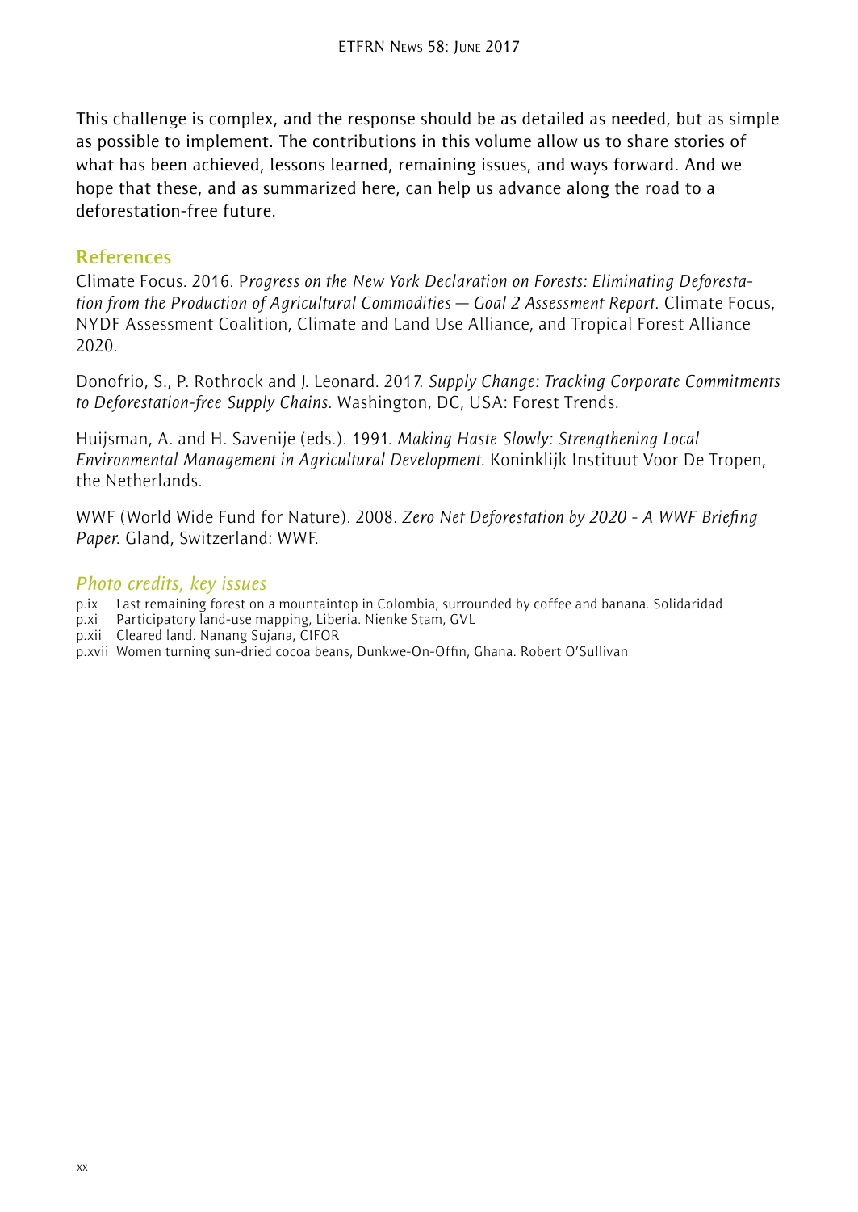This challenge is complex, and the response should be as detailed as needed, but as simple as possible to implement. The contributions in this volume allow us to share stories of what has been achieved, lessons learned, remaining issues, and ways forward. And we hope that these, and as summarized here, can help us advance along the road to a deforestation-free future.

## References

Climate Focus. 2016. *Progress on the New York Declaration on Forests: Eliminating Deforestation from the Production of Agricultural Commodities — Goal 2 Assessment Report.* Climate Focus, NYDF Assessment Coalition, Climate and Land Use Alliance, and Tropical Forest Alliance 2020.

Donofrio, S., P. Rothrock and J. Leonard. 2017. *Supply Change: Tracking Corporate Commitments to Deforestation-free Supply Chains.* Washington, DC, USA: Forest Trends.

Huijsman, A. and H. Savenije (eds.). 1991. *Making Haste Slowly: Strengthening Local Environmental Management in Agricultural Development.* Koninklijk Instituut Voor De Tropen, the Netherlands.

WWF (World Wide Fund for Nature). 2008. *Zero Net Deforestation by 2020 - A WWF Briefing Paper.* Gland, Switzerland: WWF.

### *Photo credits, key issues*

p.ix Last remaining forest on a mountaintop in Colombia, surrounded by coffee and banana. Solidaridad
p.xi Participatory land-use mapping, Liberia. Nienke Stam, GVL
p.xii Cleared land. Nanang Sujana, CIFOR
p.xvii Women turning sun-dried cocoa beans, Dunkwe-On-Offin, Ghana. Robert O'Sullivan